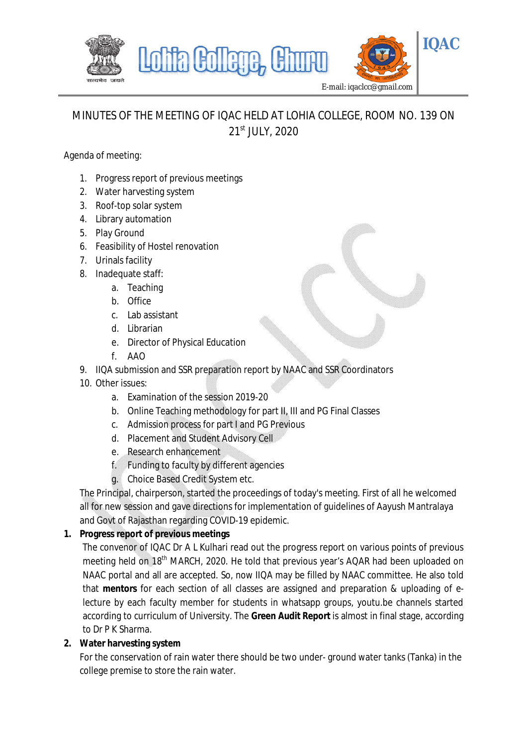Lohia College, Churu

IQAC

E-mail: iqaclcc@gmail.com

# MINUTES OF THE MEETING OF IQAC HELD AT LOHIA COLLEGE, ROOM NO. 139 ON 21st JULY, 2020

Agenda of meeting:

1. Progress report of previous meetings
2. Water harvesting system
3. Roof-top solar system
4. Library automation
5. Play Ground
6. Feasibility of Hostel renovation
7. Urinals facility
8. Inadequate staff:
    a. Teaching
    b. Office
    c. Lab assistant
    d. Librarian
    e. Director of Physical Education
    f. AAO
9. IIQA submission and SSR preparation report by NAAC and SSR Coordinators
10. Other issues:
    a. Examination of the session 2019-20
    b. Online Teaching methodology for part II, III and PG Final Classes
    c. Admission process for part I and PG Previous
    d. Placement and Student Advisory Cell
    e. Research enhancement
    f. Funding to faculty by different agencies
    g. Choice Based Credit System etc.

The Principal, chairperson, started the proceedings of today's meeting. First of all he welcomed all for new session and gave directions for implementation of guidelines of Aayush Mantralaya and Govt of Rajasthan regarding COVID-19 epidemic.

1. **Progress report of previous meetings**

   The convenor of IQAC Dr A L Kulhari read out the progress report on various points of previous meeting held on 18th MARCH, 2020. He told that previous year's AQAR had been uploaded on NAAC portal and all are accepted. So, now IIQA may be filled by NAAC committee. He also told that **mentors** for each section of all classes are assigned and preparation & uploading of e-lecture by each faculty member for students in whatsapp groups, youtu.be channels started according to curriculum of University. The **Green Audit Report** is almost in final stage, according to Dr P K Sharma.

2. **Water harvesting system**

   For the conservation of rain water there should be two under- ground water tanks (Tanka) in the college premise to store the rain water.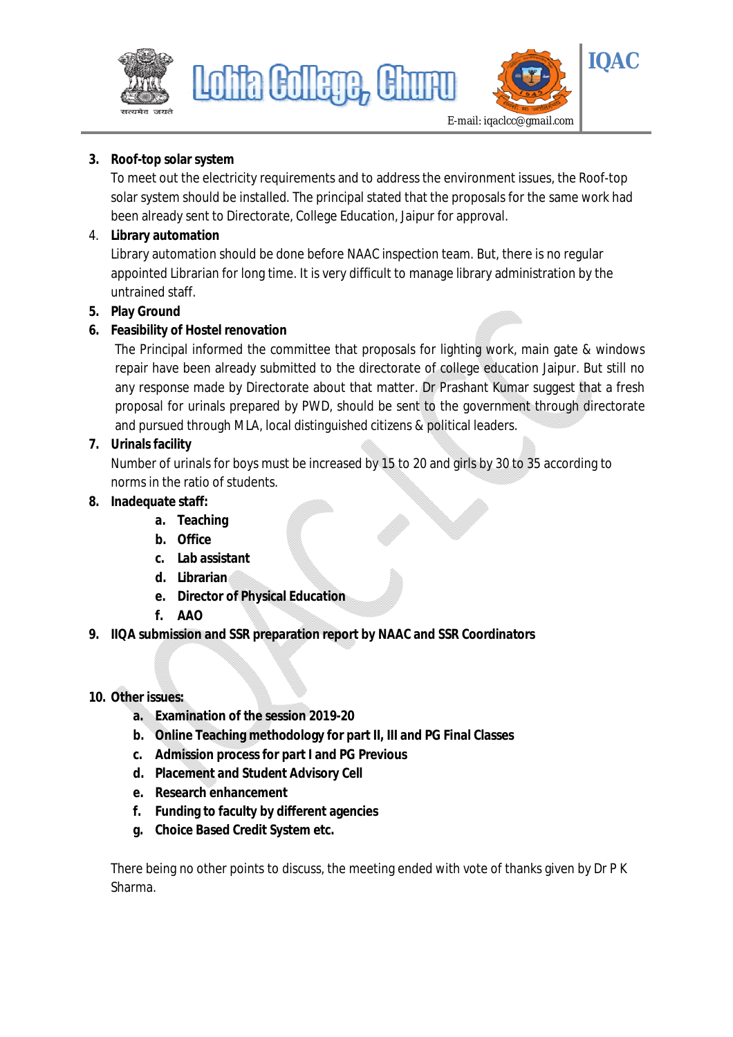3. **Roof-top solar system**

   To meet out the electricity requirements and to address the environment issues, the Roof-top solar system should be installed. The principal stated that the proposals for the same work had been already sent to Directorate, College Education, Jaipur for approval.

4. **Library automation**

   Library automation should be done before NAAC inspection team. But, there is no regular appointed Librarian for long time. It is very difficult to manage library administration by the untrained staff.

5. **Play Ground**

6. **Feasibility of Hostel renovation**

   The Principal informed the committee that proposals for lighting work, main gate & windows repair have been already submitted to the directorate of college education Jaipur. But still no any response made by Directorate about that matter. Dr Prashant Kumar suggest that a fresh proposal for urinals prepared by PWD, should be sent to the government through directorate and pursued through MLA, local distinguished citizens & political leaders.

7. **Urinals facility**

   Number of urinals for boys must be increased by 15 to 20 and girls by 30 to 35 according to norms in the ratio of students.

8. **Inadequate staff:**
   a. **Teaching**
   b. **Office**
   c. **Lab assistant**
   d. **Librarian**
   e. **Director of Physical Education**
   f. **AAO**

9. **IIQA submission and SSR preparation report by NAAC and SSR Coordinators**

10. **Other issues:**
    a. **Examination of the session 2019-20**
    b. **Online Teaching methodology for part II, III and PG Final Classes**
    c. **Admission process for part I and PG Previous**
    d. **Placement and Student Advisory Cell**
    e. **Research enhancement**
    f. **Funding to faculty by different agencies**
    g. **Choice Based Credit System etc.**

There being no other points to discuss, the meeting ended with vote of thanks given by Dr P K Sharma.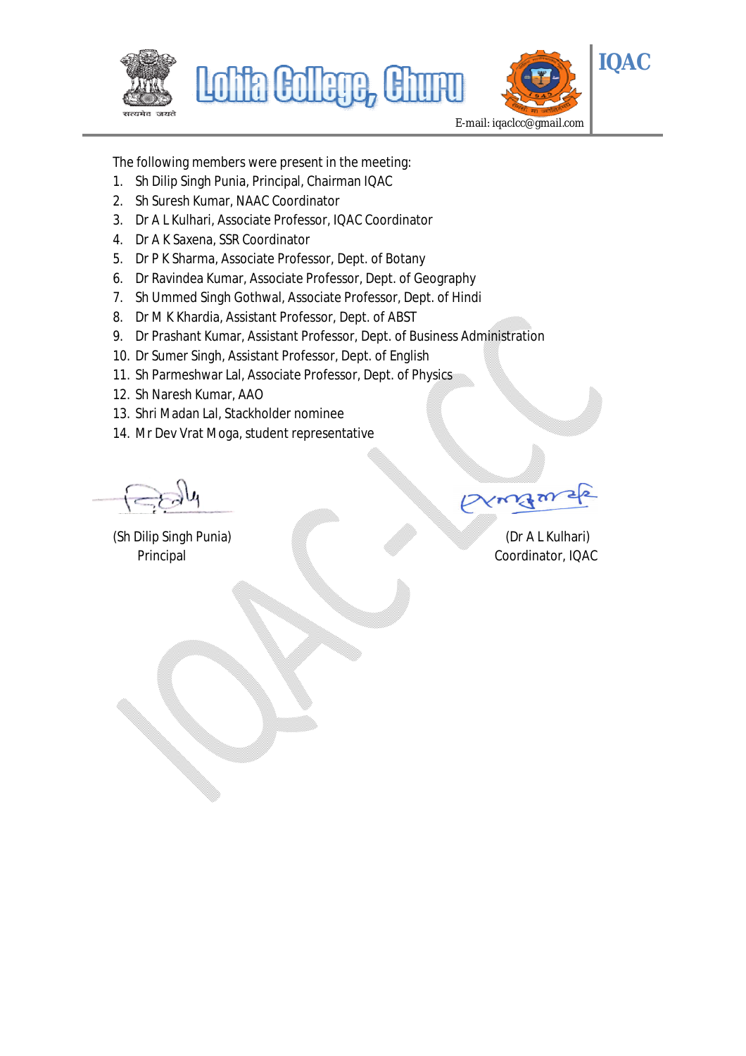The following members were present in the meeting:

1. Sh Dilip Singh Punia, Principal, Chairman IQAC
2. Sh Suresh Kumar, NAAC Coordinator
3. Dr A L Kulhari, Associate Professor, IQAC Coordinator
4. Dr A K Saxena, SSR Coordinator
5. Dr P K Sharma, Associate Professor, Dept. of Botany
6. Dr Ravindea Kumar, Associate Professor, Dept. of Geography
7. Sh Ummed Singh Gothwal, Associate Professor, Dept. of Hindi
8. Dr M K Khardia, Assistant Professor, Dept. of ABST
9. Dr Prashant Kumar, Assistant Professor, Dept. of Business Administration
10. Dr Sumer Singh, Assistant Professor, Dept. of English
11. Sh Parmeshwar Lal, Associate Professor, Dept. of Physics
12. Sh Naresh Kumar, AAO
13. Shri Madan Lal, Stackholder nominee
14. Mr Dev Vrat Moga, student representative

(Sh Dilip Singh Punia)
Principal

(Dr A L Kulhari)
Coordinator, IQAC